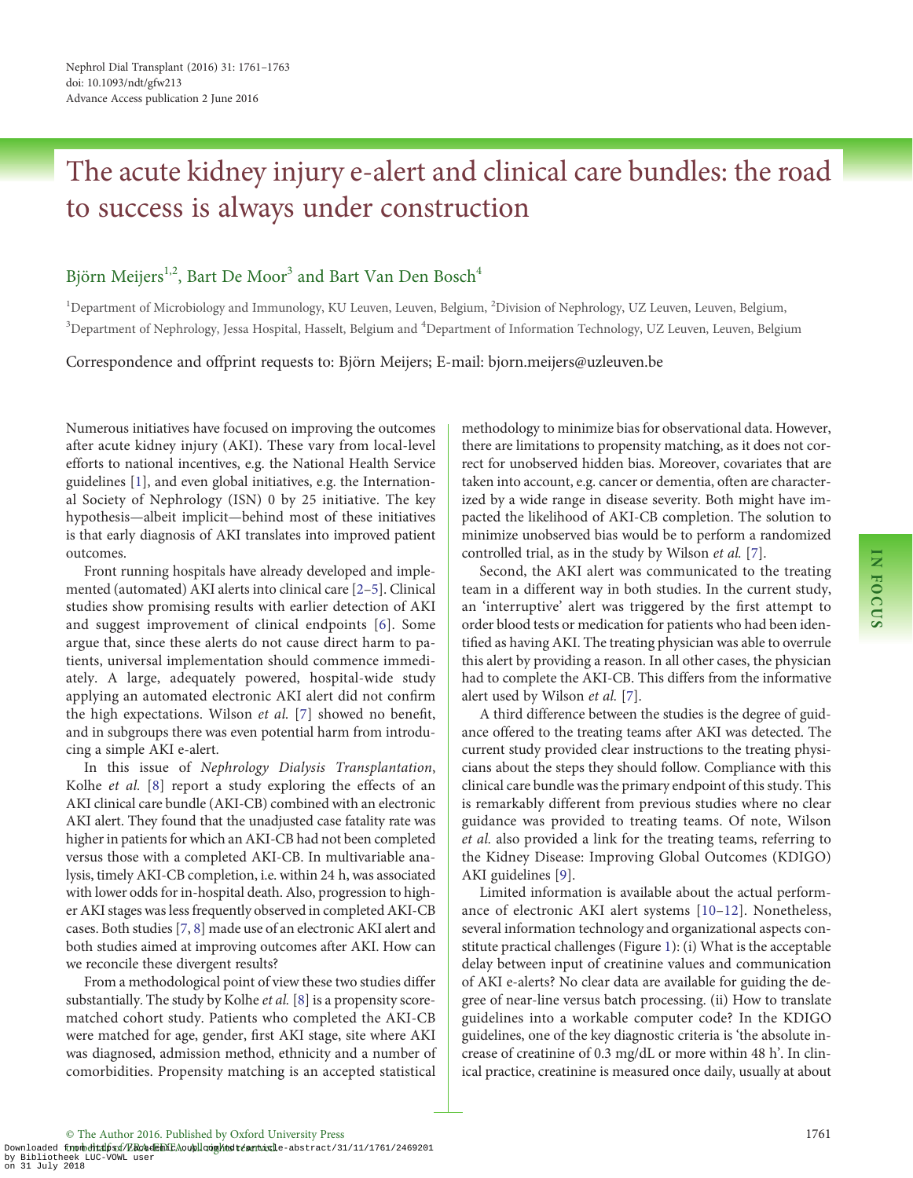# The acute kidney injury e-alert and clinical care bundles: the road to success is always under construction

Björn Meijers[1,2], Bart De Moor[3] and Bart Van Den Bosch[4]

[1]Department of Microbiology and Immunology, KU Leuven, Leuven, Belgium, [2]Division of Nephrology, UZ Leuven, Leuven, Belgium, [3]Department of Nephrology, Jessa Hospital, Hasselt, Belgium and [4]Department of Information Technology, UZ Leuven, Leuven, Belgium

Correspondence and offprint requests to: Björn Meijers; E-mail: bjorn.meijers@uzleuven.be

Numerous initiatives have focused on improving the outcomes after acute kidney injury (AKI). These vary from local-level efforts to national incentives, e.g. the National Health Service guidelines [1], and even global initiatives, e.g. the International Society of Nephrology (ISN) 0 by 25 initiative. The key hypothesis—albeit implicit—behind most of these initiatives is that early diagnosis of AKI translates into improved patient outcomes.

Front running hospitals have already developed and implemented (automated) AKI alerts into clinical care [2–5]. Clinical studies show promising results with earlier detection of AKI and suggest improvement of clinical endpoints [6]. Some argue that, since these alerts do not cause direct harm to patients, universal implementation should commence immediately. A large, adequately powered, hospital-wide study applying an automated electronic AKI alert did not confirm the high expectations. Wilson *et al.* [7] showed no benefit, and in subgroups there was even potential harm from introducing a simple AKI e-alert.

In this issue of *Nephrology Dialysis Transplantation*, Kolhe *et al.* [8] report a study exploring the effects of an AKI clinical care bundle (AKI-CB) combined with an electronic AKI alert. They found that the unadjusted case fatality rate was higher in patients for which an AKI-CB had not been completed versus those with a completed AKI-CB. In multivariable analysis, timely AKI-CB completion, i.e. within 24 h, was associated with lower odds for in-hospital death. Also, progression to higher AKI stages was less frequently observed in completed AKI-CB cases. Both studies [7, 8] made use of an electronic AKI alert and both studies aimed at improving outcomes after AKI. How can we reconcile these divergent results?

From a methodological point of view these two studies differ substantially. The study by Kolhe *et al.* [8] is a propensity score-matched cohort study. Patients who completed the AKI-CB were matched for age, gender, first AKI stage, site where AKI was diagnosed, admission method, ethnicity and a number of comorbidities. Propensity matching is an accepted statistical methodology to minimize bias for observational data. However, there are limitations to propensity matching, as it does not correct for unobserved hidden bias. Moreover, covariates that are taken into account, e.g. cancer or dementia, often are characterized by a wide range in disease severity. Both might have impacted the likelihood of AKI-CB completion. The solution to minimize unobserved bias would be to perform a randomized controlled trial, as in the study by Wilson *et al.* [7].

Second, the AKI alert was communicated to the treating team in a different way in both studies. In the current study, an 'interruptive' alert was triggered by the first attempt to order blood tests or medication for patients who had been identified as having AKI. The treating physician was able to overrule this alert by providing a reason. In all other cases, the physician had to complete the AKI-CB. This differs from the informative alert used by Wilson *et al.* [7].

A third difference between the studies is the degree of guidance offered to the treating teams after AKI was detected. The current study provided clear instructions to the treating physicians about the steps they should follow. Compliance with this clinical care bundle was the primary endpoint of this study. This is remarkably different from previous studies where no clear guidance was provided to treating teams. Of note, Wilson *et al.* also provided a link for the treating teams, referring to the Kidney Disease: Improving Global Outcomes (KDIGO) AKI guidelines [9].

Limited information is available about the actual performance of electronic AKI alert systems [10–12]. Nonetheless, several information technology and organizational aspects constitute practical challenges (Figure 1): (i) What is the acceptable delay between input of creatinine values and communication of AKI e-alerts? No clear data are available for guiding the degree of near-line versus batch processing. (ii) How to translate guidelines into a workable computer code? In the KDIGO guidelines, one of the key diagnostic criteria is 'the absolute increase of creatinine of 0.3 mg/dL or more within 48 h'. In clinical practice, creatinine is measured once daily, usually at about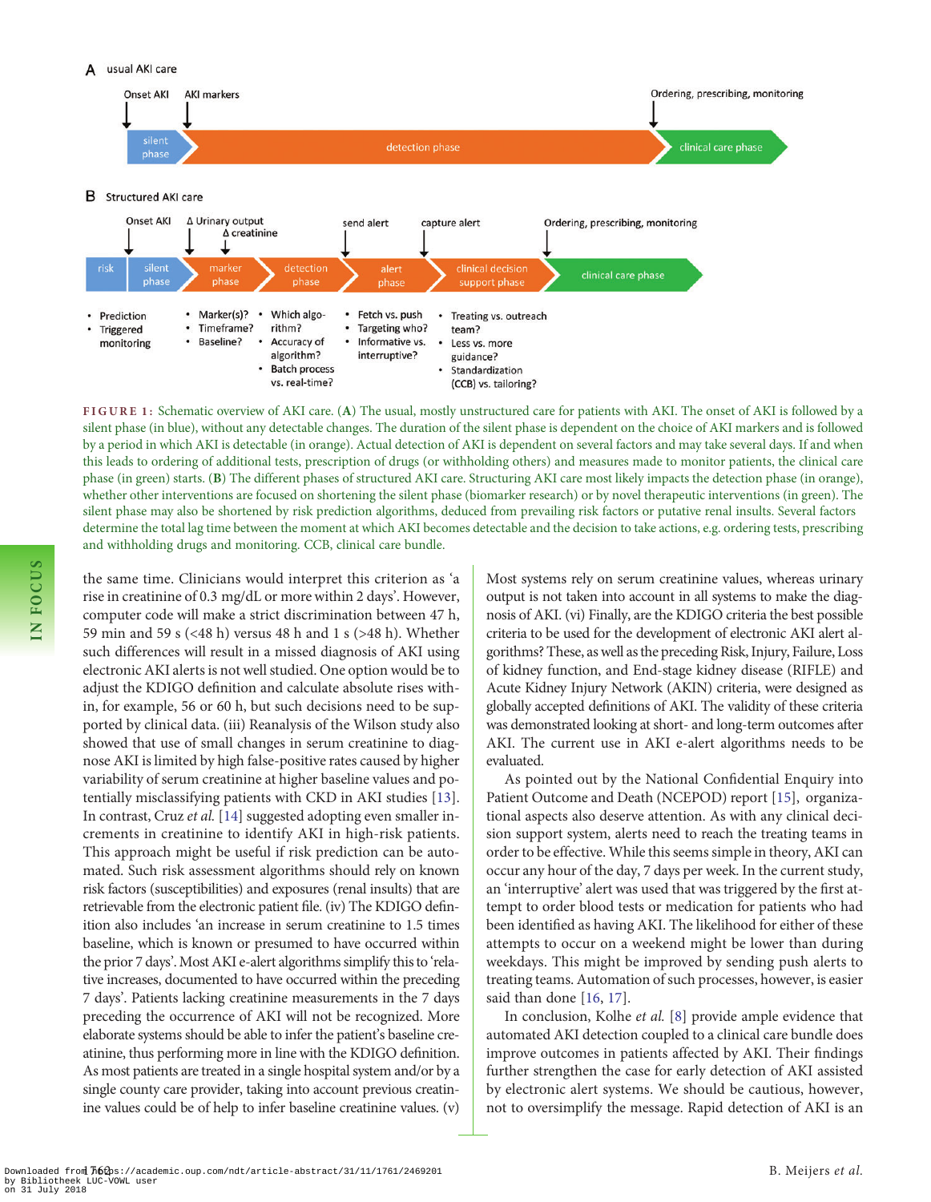**FIGURE 1:** Schematic overview of AKI care. (**A**) The usual, mostly unstructured care for patients with AKI. The onset of AKI is followed by a silent phase (in blue), without any detectable changes. The duration of the silent phase is dependent on the choice of AKI markers and is followed by a period in which AKI is detectable (in orange). Actual detection of AKI is dependent on several factors and may take several days. If and when this leads to ordering of additional tests, prescription of drugs (or withholding others) and measures made to monitor patients, the clinical care phase (in green) starts. (**B**) The different phases of structured AKI care. Structuring AKI care most likely impacts the detection phase (in orange), whether other interventions are focused on shortening the silent phase (biomarker research) or by novel therapeutic interventions (in green). The silent phase may also be shortened by risk prediction algorithms, deduced from prevailing risk factors or putative renal insults. Several factors determine the total lag time between the moment at which AKI becomes detectable and the decision to take actions, e.g. ordering tests, prescribing and withholding drugs and monitoring. CCB, clinical care bundle.

the same time. Clinicians would interpret this criterion as 'a rise in creatinine of 0.3 mg/dL or more within 2 days'. However, computer code will make a strict discrimination between 47 h, 59 min and 59 s (<48 h) versus 48 h and 1 s (>48 h). Whether such differences will result in a missed diagnosis of AKI using electronic AKI alerts is not well studied. One option would be to adjust the KDIGO definition and calculate absolute rises within, for example, 56 or 60 h, but such decisions need to be supported by clinical data. (iii) Reanalysis of the Wilson study also showed that use of small changes in serum creatinine to diagnose AKI is limited by high false-positive rates caused by higher variability of serum creatinine at higher baseline values and potentially misclassifying patients with CKD in AKI studies [13]. In contrast, Cruz *et al.* [14] suggested adopting even smaller increments in creatinine to identify AKI in high-risk patients. This approach might be useful if risk prediction can be automated. Such risk assessment algorithms should rely on known risk factors (susceptibilities) and exposures (renal insults) that are retrievable from the electronic patient file. (iv) The KDIGO definition also includes 'an increase in serum creatinine to 1.5 times baseline, which is known or presumed to have occurred within the prior 7 days'. Most AKI e-alert algorithms simplify this to 'relative increases, documented to have occurred within the preceding 7 days'. Patients lacking creatinine measurements in the 7 days preceding the occurrence of AKI will not be recognized. More elaborate systems should be able to infer the patient's baseline creatinine, thus performing more in line with the KDIGO definition. As most patients are treated in a single hospital system and/or by a single county care provider, taking into account previous creatinine values could be of help to infer baseline creatinine values. (v) Most systems rely on serum creatinine values, whereas urinary output is not taken into account in all systems to make the diagnosis of AKI. (vi) Finally, are the KDIGO criteria the best possible criteria to be used for the development of electronic AKI algorithms? These, as well as the preceding Risk, Injury, Failure, Loss of kidney function, and End-stage kidney disease (RIFLE) and Acute Kidney Injury Network (AKIN) criteria, were designed as globally accepted definitions of AKI. The validity of these criteria was demonstrated looking at short- and long-term outcomes after AKI. The current use in AKI e-alert algorithms needs to be evaluated.

As pointed out by the National Confidential Enquiry into Patient Outcome and Death (NCEPOD) report [15], organizational aspects also deserve attention. As with any clinical decision support system, alerts need to reach the treating teams in order to be effective. While this seems simple in theory, AKI can occur any hour of the day, 7 days per week. In the current study, an 'interruptive' alert was used that was triggered by the first attempt to order blood tests or medication for patients who had been identified as having AKI. The likelihood for either of these attempts to occur on a weekend might be lower than during weekdays. This might be improved by sending push alerts to treating teams. Automation of such processes, however, is easier said than done [16, 17].

In conclusion, Kolhe *et al.* [8] provide ample evidence that automated AKI detection coupled to a clinical care bundle does improve outcomes in patients affected by AKI. Their findings further strengthen the case for early detection of AKI assisted by electronic alert systems. We should be cautious, however, not to oversimplify the message. Rapid detection of AKI is an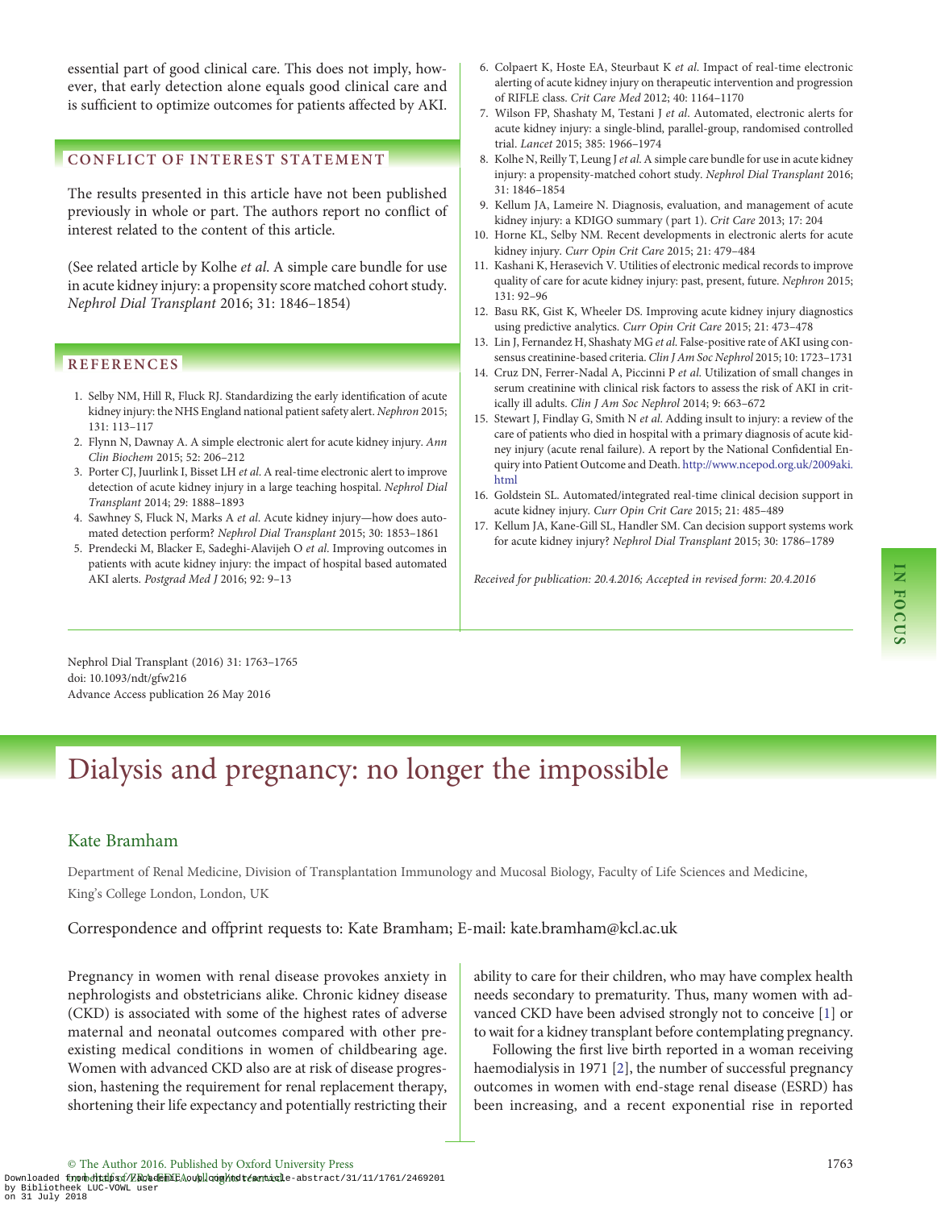essential part of good clinical care. This does not imply, however, that early detection alone equals good clinical care and is sufficient to optimize outcomes for patients affected by AKI.

## CONFLICT OF INTEREST STATEMENT

The results presented in this article have not been published previously in whole or part. The authors report no conflict of interest related to the content of this article.

(See related article by Kolhe *et al*. A simple care bundle for use in acute kidney injury: a propensity score matched cohort study. *Nephrol Dial Transplant* 2016; 31: 1846–1854)

## REFERENCES

1. Selby NM, Hill R, Fluck RJ. Standardizing the early identification of acute kidney injury: the NHS England national patient safety alert. *Nephron* 2015; 131: 113–117
2. Flynn N, Dawnay A. A simple electronic alert for acute kidney injury. *Ann Clin Biochem* 2015; 52: 206–212
3. Porter CJ, Juurlink I, Bisset LH *et al*. A real-time electronic alert to improve detection of acute kidney injury in a large teaching hospital. *Nephrol Dial Transplant* 2014; 29: 1888–1893
4. Sawhney S, Fluck N, Marks A *et al*. Acute kidney injury—how does automated detection perform? *Nephrol Dial Transplant* 2015; 30: 1853–1861
5. Prendecki M, Blacker E, Sadeghi-Alavijeh O *et al*. Improving outcomes in patients with acute kidney injury: the impact of hospital based automated AKI alerts. *Postgrad Med J* 2016; 92: 9–13
6. Colpaert K, Hoste EA, Steurbaut K *et al*. Impact of real-time electronic alerting of acute kidney injury on therapeutic intervention and progression of RIFLE class. *Crit Care Med* 2012; 40: 1164–1170
7. Wilson FP, Shashaty M, Testani J *et al*. Automated, electronic alerts for acute kidney injury: a single-blind, parallel-group, randomised controlled trial. *Lancet* 2015; 385: 1966–1974
8. Kolhe N, Reilly T, Leung J *et al*. A simple care bundle for use in acute kidney injury: a propensity-matched cohort study. *Nephrol Dial Transplant* 2016; 31: 1846–1854
9. Kellum JA, Lameire N. Diagnosis, evaluation, and management of acute kidney injury: a KDIGO summary (part 1). *Crit Care* 2013; 17: 204
10. Horne KL, Selby NM. Recent developments in electronic alerts for acute kidney injury. *Curr Opin Crit Care* 2015; 21: 479–484
11. Kashani K, Herasevich V. Utilities of electronic medical records to improve quality of care for acute kidney injury: past, present, future. *Nephron* 2015; 131: 92–96
12. Basu RK, Gist K, Wheeler DS. Improving acute kidney injury diagnostics using predictive analytics. *Curr Opin Crit Care* 2015; 21: 473–478
13. Lin J, Fernandez H, Shashaty MG *et al*. False-positive rate of AKI using consensus creatinine-based criteria. *Clin J Am Soc Nephrol* 2015; 10: 1723–1731
14. Cruz DN, Ferrer-Nadal A, Piccinni P *et al*. Utilization of small changes in serum creatinine with clinical risk factors to assess the risk of AKI in critically ill adults. *Clin J Am Soc Nephrol* 2014; 9: 663–672
15. Stewart J, Findlay G, Smith N *et al*. Adding insult to injury: a review of the care of patients who died in hospital with a primary diagnosis of acute kidney injury (acute renal failure). A report by the National Confidential Enquiry into Patient Outcome and Death. http://www.ncepod.org.uk/2009aki.html
16. Goldstein SL. Automated/integrated real-time clinical decision support in acute kidney injury. *Curr Opin Crit Care* 2015; 21: 485–489
17. Kellum JA, Kane-Gill SL, Handler SM. Can decision support systems work for acute kidney injury? *Nephrol Dial Transplant* 2015; 30: 1786–1789

*Received for publication: 20.4.2016; Accepted in revised form: 20.4.2016*

Nephrol Dial Transplant (2016) 31: 1763–1765
doi: 10.1093/ndt/gfw216
Advance Access publication 26 May 2016

# Dialysis and pregnancy: no longer the impossible

Kate Bramham

Department of Renal Medicine, Division of Transplantation Immunology and Mucosal Biology, Faculty of Life Sciences and Medicine, King's College London, London, UK

Correspondence and offprint requests to: Kate Bramham; E-mail: kate.bramham@kcl.ac.uk

Pregnancy in women with renal disease provokes anxiety in nephrologists and obstetricians alike. Chronic kidney disease (CKD) is associated with some of the highest rates of adverse maternal and neonatal outcomes compared with other pre-existing medical conditions in women of childbearing age. Women with advanced CKD also are at risk of disease progression, hastening the requirement for renal replacement therapy, shortening their life expectancy and potentially restricting their ability to care for their children, who may have complex health needs secondary to prematurity. Thus, many women with advanced CKD have been advised strongly not to conceive [1] or to wait for a kidney transplant before contemplating pregnancy.

Following the first live birth reported in a woman receiving haemodialysis in 1971 [2], the number of successful pregnancy outcomes in women with end-stage renal disease (ESRD) has been increasing, and a recent exponential rise in reported

© The Author 2016. Published by Oxford University Press on behalf of ERA-EDTA. All rights reserved.